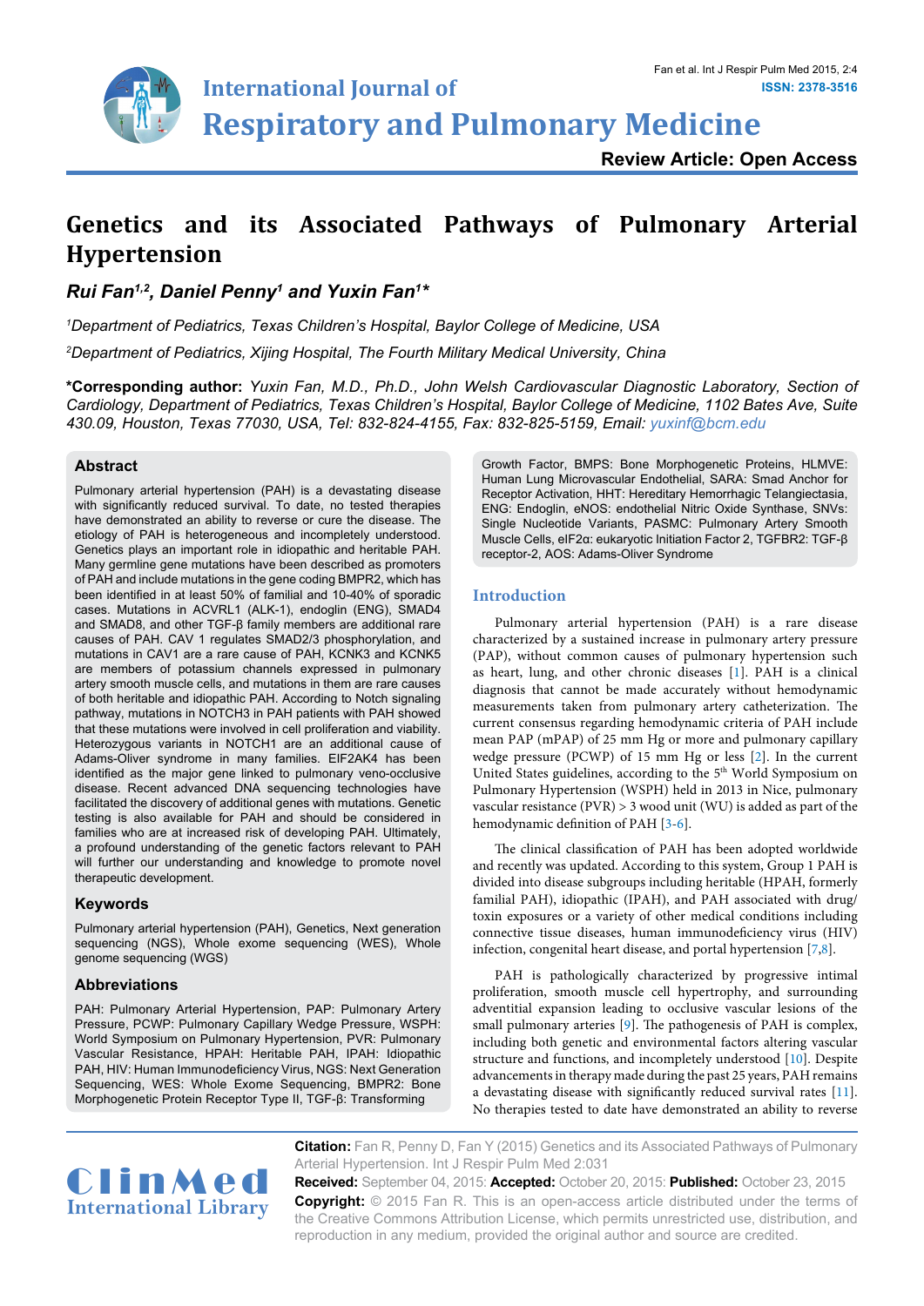Review Article: Open Access

# Genetics and its Associated Pathways of Pulmonary Arterial Hypertension

***Rui Fan[1,2], Daniel Penny[1] and Yuxin Fan[1]\****

*[1]Department of Pediatrics, Texas Children's Hospital, Baylor College of Medicine, USA*

*[2]Department of Pediatrics, Xijing Hospital, The Fourth Military Medical University, China*

**\*Corresponding author:** *Yuxin Fan, M.D., Ph.D., John Welsh Cardiovascular Diagnostic Laboratory, Section of Cardiology, Department of Pediatrics, Texas Children's Hospital, Baylor College of Medicine, 1102 Bates Ave, Suite 430.09, Houston, Texas 77030, USA, Tel: 832-824-4155, Fax: 832-825-5159, Email: yuxinf@bcm.edu*

## Abstract

Pulmonary arterial hypertension (PAH) is a devastating disease with significantly reduced survival. To date, no tested therapies have demonstrated an ability to reverse or cure the disease. The etiology of PAH is heterogeneous and incompletely understood. Genetics plays an important role in idiopathic and heritable PAH. Many germline gene mutations have been described as promoters of PAH and include mutations in the gene coding BMPR2, which has been identified in at least 50% of familial and 10-40% of sporadic cases. Mutations in ACVRL1 (ALK-1), endoglin (ENG), SMAD4 and SMAD8, and other TGF-β family members are additional rare causes of PAH. CAV 1 regulates SMAD2/3 phosphorylation, and mutations in CAV1 are a rare cause of PAH, KCNK3 and KCNK5 are members of potassium channels expressed in pulmonary artery smooth muscle cells, and mutations in them are rare causes of both heritable and idiopathic PAH. According to Notch signaling pathway, mutations in NOTCH3 in PAH patients with PAH showed that these mutations were involved in cell proliferation and viability. Heterozygous variants in NOTCH1 are an additional cause of Adams-Oliver syndrome in many families. EIF2AK4 has been identified as the major gene linked to pulmonary veno-occlusive disease. Recent advanced DNA sequencing technologies have facilitated the discovery of additional genes with mutations. Genetic testing is also available for PAH and should be considered in families who are at increased risk of developing PAH. Ultimately, a profound understanding of the genetic factors relevant to PAH will further our understanding and knowledge to promote novel therapeutic development.

## Keywords

Pulmonary arterial hypertension (PAH), Genetics, Next generation sequencing (NGS), Whole exome sequencing (WES), Whole genome sequencing (WGS)

## Abbreviations

PAH: Pulmonary Arterial Hypertension, PAP: Pulmonary Artery Pressure, PCWP: Pulmonary Capillary Wedge Pressure, WSPH: World Symposium on Pulmonary Hypertension, PVR: Pulmonary Vascular Resistance, HPAH: Heritable PAH, IPAH: Idiopathic PAH, HIV: Human Immunodeficiency Virus, NGS: Next Generation Sequencing, WES: Whole Exome Sequencing, BMPR2: Bone Morphogenetic Protein Receptor Type II, TGF-β: Transforming Growth Factor, BMPS: Bone Morphogenetic Proteins, HLMVE: Human Lung Microvascular Endothelial, SARA: Smad Anchor for Receptor Activation, HHT: Hereditary Hemorrhagic Telangiectasia, ENG: Endoglin, eNOS: endothelial Nitric Oxide Synthase, SNVs: Single Nucleotide Variants, PASMC: Pulmonary Artery Smooth Muscle Cells, eIF2α: eukaryotic Initiation Factor 2, TGFBR2: TGF-β receptor-2, AOS: Adams-Oliver Syndrome

## Introduction

Pulmonary arterial hypertension (PAH) is a rare disease characterized by a sustained increase in pulmonary artery pressure (PAP), without common causes of pulmonary hypertension such as heart, lung, and other chronic diseases [1]. PAH is a clinical diagnosis that cannot be made accurately without hemodynamic measurements taken from pulmonary artery catheterization. The current consensus regarding hemodynamic criteria of PAH include mean PAP (mPAP) of 25 mm Hg or more and pulmonary capillary wedge pressure (PCWP) of 15 mm Hg or less [2]. In the current United States guidelines, according to the 5th World Symposium on Pulmonary Hypertension (WSPH) held in 2013 in Nice, pulmonary vascular resistance (PVR) > 3 wood unit (WU) is added as part of the hemodynamic definition of PAH [3-6].

The clinical classification of PAH has been adopted worldwide and recently was updated. According to this system, Group 1 PAH is divided into disease subgroups including heritable (HPAH, formerly familial PAH), idiopathic (IPAH), and PAH associated with drug/toxin exposures or a variety of other medical conditions including connective tissue diseases, human immunodeficiency virus (HIV) infection, congenital heart disease, and portal hypertension [7,8].

PAH is pathologically characterized by progressive intimal proliferation, smooth muscle cell hypertrophy, and surrounding adventitial expansion leading to occlusive vascular lesions of the small pulmonary arteries [9]. The pathogenesis of PAH is complex, including both genetic and environmental factors altering vascular structure and functions, and incompletely understood [10]. Despite advancements in therapy made during the past 25 years, PAH remains a devastating disease with significantly reduced survival rates [11]. No therapies tested to date have demonstrated an ability to reverse

**Citation:** Fan R, Penny D, Fan Y (2015) Genetics and its Associated Pathways of Pulmonary Arterial Hypertension. Int J Respir Pulm Med 2:031

**Received:** September 04, 2015: **Accepted:** October 20, 2015: **Published:** October 23, 2015

**Copyright:** © 2015 Fan R. This is an open-access article distributed under the terms of the Creative Commons Attribution License, which permits unrestricted use, distribution, and reproduction in any medium, provided the original author and source are credited.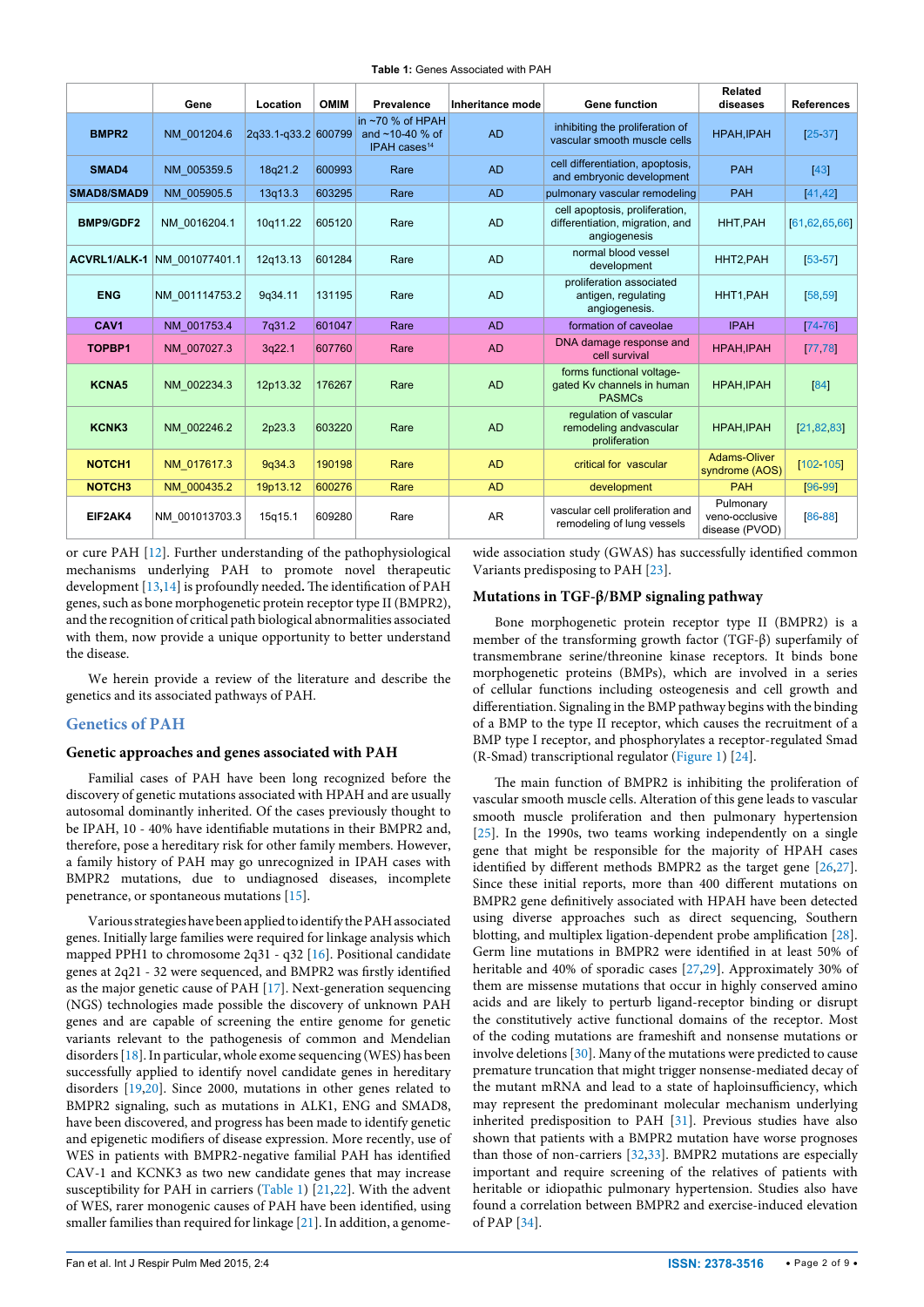**Table 1:** Genes Associated with PAH

| | Gene | Location | OMIM | Prevalence | Inheritance mode | Gene function | Related diseases | References |
|---|---|---|---|---|---|---|---|---|
| **BMPR2** | NM_001204.6 | 2q33.1-q33.2 | 600799 | in ~70 % of HPAH and ~10-40 % of IPAH cases[14] | AD | inhibiting the proliferation of vascular smooth muscle cells | HPAH,IPAH | [25-37] |
| **SMAD4** | NM_005359.5 | 18q21.2 | 600993 | Rare | AD | cell differentiation, apoptosis, and embryonic development | PAH | [43] |
| **SMAD8/SMAD9** | NM_005905.5 | 13q13.3 | 603295 | Rare | AD | pulmonary vascular remodeling | PAH | [41,42] |
| **BMP9/GDF2** | NM_0016204.1 | 10q11.22 | 605120 | Rare | AD | cell apoptosis, proliferation, differentiation, migration, and angiogenesis | HHT,PAH | [61,62,65,66] |
| **ACVRL1/ALK-1** | NM_001077401.1 | 12q13.13 | 601284 | Rare | AD | normal blood vessel development | HHT2,PAH | [53-57] |
| **ENG** | NM_001114753.2 | 9q34.11 | 131195 | Rare | AD | proliferation associated antigen, regulating angiogenesis. | HHT1,PAH | [58,59] |
| **CAV1** | NM_001753.4 | 7q31.2 | 601047 | Rare | AD | formation of caveolae | IPAH | [74-76] |
| **TOPBP1** | NM_007027.3 | 3q22.1 | 607760 | Rare | AD | DNA damage response and cell survival | HPAH,IPAH | [77,78] |
| **KCNA5** | NM_002234.3 | 12p13.32 | 176267 | Rare | AD | forms functional voltage-gated Kv channels in human PASMCs | HPAH,IPAH | [84] |
| **KCNK3** | NM_002246.2 | 2p23.3 | 603220 | Rare | AD | regulation of vascular remodeling andvascular proliferation | HPAH,IPAH | [21,82,83] |
| **NOTCH1** | NM_017617.3 | 9q34.3 | 190198 | Rare | AD | critical for vascular | Adams-Oliver syndrome (AOS) | [102-105] |
| **NOTCH3** | NM_000435.2 | 19p13.12 | 600276 | Rare | AD | development | PAH | [96-99] |
| **EIF2AK4** | NM_001013703.3 | 15q15.1 | 609280 | Rare | AR | vascular cell proliferation and remodeling of lung vessels | Pulmonary veno-occlusive disease (PVOD) | [86-88] |

or cure PAH [12]. Further understanding of the pathophysiological mechanisms underlying PAH to promote novel therapeutic development [13,14] is profoundly needed**.** The identification of PAH genes, such as bone morphogenetic protein receptor type II (BMPR2), and the recognition of critical path biological abnormalities associated with them, now provide a unique opportunity to better understand the disease.

We herein provide a review of the literature and describe the genetics and its associated pathways of PAH.

## Genetics of PAH

### Genetic approaches and genes associated with PAH

Familial cases of PAH have been long recognized before the discovery of genetic mutations associated with HPAH and are usually autosomal dominantly inherited. Of the cases previously thought to be IPAH, 10 - 40% have identifiable mutations in their BMPR2 and, therefore, pose a hereditary risk for other family members. However, a family history of PAH may go unrecognized in IPAH cases with BMPR2 mutations, due to undiagnosed diseases, incomplete penetrance, or spontaneous mutations [15].

Various strategies have been applied to identify the PAH associated genes. Initially large families were required for linkage analysis which mapped PPH1 to chromosome 2q31 - q32 [16]. Positional candidate genes at 2q21 - 32 were sequenced, and BMPR2 was firstly identified as the major genetic cause of PAH [17]. Next-generation sequencing (NGS) technologies made possible the discovery of unknown PAH genes and are capable of screening the entire genome for genetic variants relevant to the pathogenesis of common and Mendelian disorders [18]. In particular, whole exome sequencing (WES) has been successfully applied to identify novel candidate genes in hereditary disorders [19,20]. Since 2000, mutations in other genes related to BMPR2 signaling, such as mutations in ALK1, ENG and SMAD8, have been discovered, and progress has been made to identify genetic and epigenetic modifiers of disease expression. More recently, use of WES in patients with BMPR2-negative familial PAH has identified CAV-1 and KCNK3 as two new candidate genes that may increase susceptibility for PAH in carriers (Table 1) [21,22]. With the advent of WES, rarer monogenic causes of PAH have been identified, using smaller families than required for linkage [21]. In addition, a genome-wide association study (GWAS) has successfully identified common Variants predisposing to PAH [23].

### Mutations in TGF-β/BMP signaling pathway

Bone morphogenetic protein receptor type II (BMPR2) is a member of the transforming growth factor (TGF-β) superfamily of transmembrane serine/threonine kinase receptors. It binds bone morphogenetic proteins (BMPs), which are involved in a series of cellular functions including osteogenesis and cell growth and differentiation. Signaling in the BMP pathway begins with the binding of a BMP to the type II receptor, which causes the recruitment of a BMP type I receptor, and phosphorylates a receptor-regulated Smad (R-Smad) transcriptional regulator (Figure 1) [24].

The main function of BMPR2 is inhibiting the proliferation of vascular smooth muscle cells. Alteration of this gene leads to vascular smooth muscle proliferation and then pulmonary hypertension [25]. In the 1990s, two teams working independently on a single gene that might be responsible for the majority of HPAH cases identified by different methods BMPR2 as the target gene [26,27]. Since these initial reports, more than 400 different mutations on BMPR2 gene definitively associated with HPAH have been detected using diverse approaches such as direct sequencing, Southern blotting, and multiplex ligation-dependent probe amplification [28]. Germ line mutations in BMPR2 were identified in at least 50% of heritable and 40% of sporadic cases [27,29]. Approximately 30% of them are missense mutations that occur in highly conserved amino acids and are likely to perturb ligand-receptor binding or disrupt the constitutively active functional domains of the receptor. Most of the coding mutations are frameshift and nonsense mutations or involve deletions [30]. Many of the mutations were predicted to cause premature truncation that might trigger nonsense-mediated decay of the mutant mRNA and lead to a state of haploinsufficiency, which may represent the predominant molecular mechanism underlying inherited predisposition to PAH [31]. Previous studies have also shown that patients with a BMPR2 mutation have worse prognoses than those of non-carriers [32,33]. BMPR2 mutations are especially important and require screening of the relatives of patients with heritable or idiopathic pulmonary hypertension. Studies also have found a correlation between BMPR2 and exercise-induced elevation of PAP [34].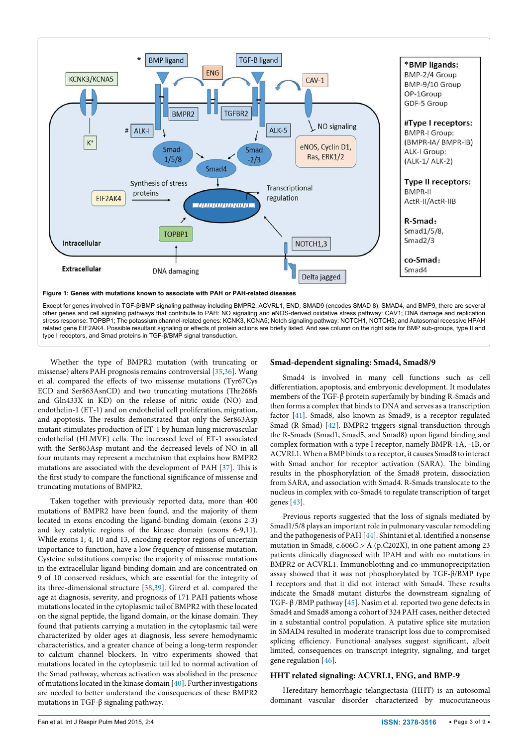**Figure 1: Genes with mutations known to associate with PAH or PAH-related diseases**

Except for genes involved in TGF-β/BMP signaling pathway including BMPR2, ACVRL1, END, SMAD9 (encodes SMAD 8), SMAD4, and BMP9, there are several other genes and cell signaling pathways that contribute to PAH: NO signaling and eNOS-derived oxidative stress pathway: CAV1; DNA damage and replication stress response: TOPBP1; The potassium channel-related genes: KCNK3, KCNA5; Notch signaling pathway: NOTCH1, NOTCH3; and Autosomal recessive HPAH related gene EIF2AK4. Possible resultant signaling or effects of protein actions are briefly listed. And see column on the right side for BMP sub-groups, type II and type I receptors, and Smad proteins in TGF-β/BMP signal transduction.

Whether the type of BMPR2 mutation (with truncating or missense) alters PAH prognosis remains controversial [35,36]. Wang et al. compared the effects of two missense mutations (Tyr67Cys ECD and Ser863AsnCD) and two truncating mutations (Thr268fs and Gln433X in KD) on the release of nitric oxide (NO) and endothelin-1 (ET-1) and on endothelial cell proliferation, migration, and apoptosis. The results demonstrated that only the Ser863Asp mutant stimulates production of ET-1 by human lung microvascular endothelial (HLMVE) cells. The increased level of ET-1 associated with the Ser863Asp mutant and the decreased levels of NO in all four mutants may represent a mechanism that explains how BMPR2 mutations are associated with the development of PAH [37]. This is the first study to compare the functional significance of missense and truncating mutations of BMPR2.

Taken together with previously reported data, more than 400 mutations of BMPR2 have been found, and the majority of them located in exons encoding the ligand-binding domain (exons 2-3) and key catalytic regions of the kinase domain (exons 6-9,11). While exons 1, 4, 10 and 13, encoding receptor regions of uncertain importance to function, have a low frequency of missense mutation. Cysteine substitutions comprise the majority of missense mutations in the extracellular ligand-binding domain and are concentrated on 9 of 10 conserved residues, which are essential for the integrity of its three-dimensional structure [38,39]. Girerd et al. compared the age at diagnosis, severity, and prognosis of 171 PAH patients whose mutations located in the cytoplasmic tail of BMPR2 with these located on the signal peptide, the ligand domain, or the kinase domain. They found that patients carrying a mutation in the cytoplasmic tail were characterized by older ages at diagnosis, less severe hemodynamic characteristics, and a greater chance of being a long-term responder to calcium channel blockers. In vitro experiments showed that mutations located in the cytoplasmic tail led to normal activation of the Smad pathway, whereas activation was abolished in the presence of mutations located in the kinase domain [40]. Further investigations are needed to better understand the consequences of these BMPR2 mutations in TGF-β signaling pathway.

## Smad-dependent signaling: Smad4, Smad8/9

Smad4 is involved in many cell functions such as cell differentiation, apoptosis, and embryonic development. It modulates members of the TGF-β protein superfamily by binding R-Smads and then forms a complex that binds to DNA and serves as a transcription factor [41]. Smad8, also known as Smad9, is a receptor regulated Smad (R-Smad) [42]. BMPR2 triggers signal transduction through the R-Smads (Smad1, Smad5, and Smad8) upon ligand binding and complex formation with a type I receptor, namely BMPR-1A, -1B, or ACVRL1. When a BMP binds to a receptor, it causes Smad8 to interact with Smad anchor for receptor activation (SARA). The binding results in the phosphorylation of the Smad8 protein, dissociation from SARA, and association with Smad4. R-Smads translocate to the nucleus in complex with co-Smad4 to regulate transcription of target genes [43].

Previous reports suggested that the loss of signals mediated by Smad1/5/8 plays an important role in pulmonary vascular remodeling and the pathogenesis of PAH [44]. Shintani et al. identified a nonsense mutation in Smad8, c.606C > A (p.C202X), in one patient among 23 patients clinically diagnosed with IPAH and with no mutations in BMPR2 or ACVRL1. Immunoblotting and co-immunoprecipitation assay showed that it was not phosphorylated by TGF-β/BMP type I receptors and that it did not interact with Smad4. These results indicate the Smad8 mutant disturbs the downstream signaling of TGF- β /BMP pathway [45]. Nasim et al. reported two gene defects in Smad4 and Smad8 among a cohort of 324 PAH cases, neither detected in a substantial control population. A putative splice site mutation in SMAD4 resulted in moderate transcript loss due to compromised splicing efficiency. Functional analyses suggest significant, albeit limited, consequences on transcript integrity, signaling, and target gene regulation [46].

## HHT related signaling: ACVRL1, ENG, and BMP-9

Hereditary hemorrhagic telangiectasia (HHT) is an autosomal dominant vascular disorder characterized by mucocutaneous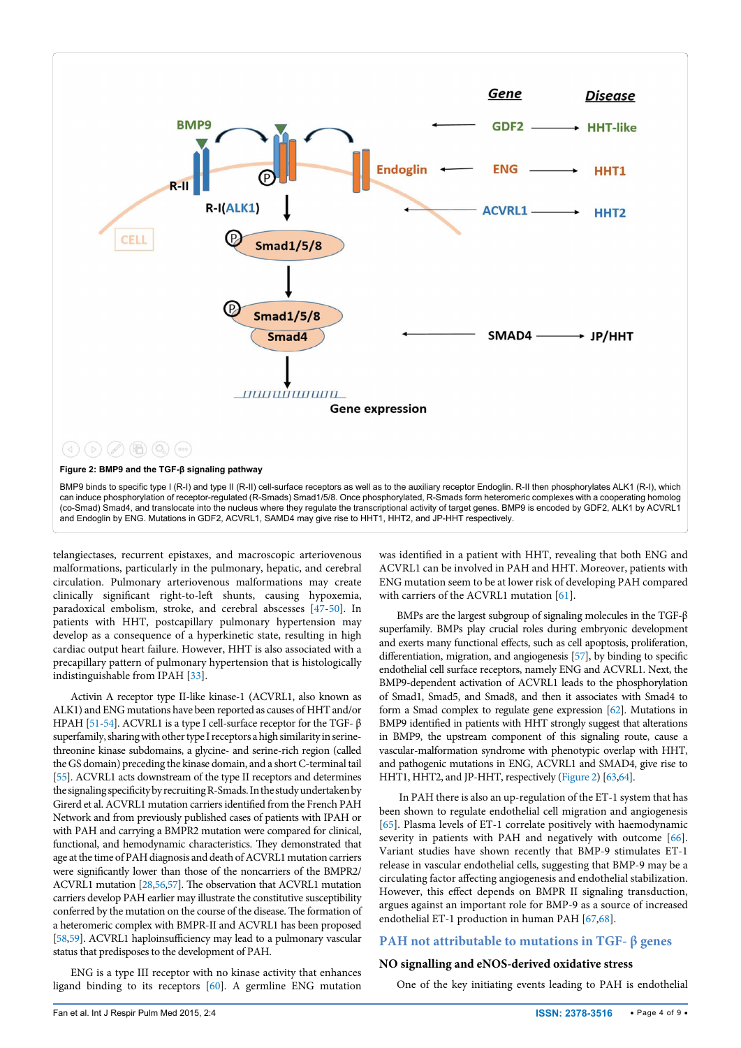**Figure 2: BMP9 and the TGF-β signaling pathway**

BMP9 binds to specific type I (R-I) and type II (R-II) cell-surface receptors as well as to the auxiliary receptor Endoglin. R-II then phosphorylates ALK1 (R-I), which can induce phosphorylation of receptor-regulated (R-Smads) Smad1/5/8. Once phosphorylated, R-Smads form heteromeric complexes with a cooperating homolog (co-Smad) Smad4, and translocate into the nucleus where they regulate the transcriptional activity of target genes. BMP9 is encoded by GDF2, ALK1 by ACVRL1 and Endoglin by ENG. Mutations in GDF2, ACVRL1, SAMD4 may give rise to HHT1, HHT2, and JP-HHT respectively.

telangiectases, recurrent epistaxes, and macroscopic arteriovenous malformations, particularly in the pulmonary, hepatic, and cerebral circulation. Pulmonary arteriovenous malformations may create clinically significant right-to-left shunts, causing hypoxemia, paradoxical embolism, stroke, and cerebral abscesses [47-50]. In patients with HHT, postcapillary pulmonary hypertension may develop as a consequence of a hyperkinetic state, resulting in high cardiac output heart failure. However, HHT is also associated with a precapillary pattern of pulmonary hypertension that is histologically indistinguishable from IPAH [33].

Activin A receptor type II-like kinase-1 (ACVRL1, also known as ALK1) and ENG mutations have been reported as causes of HHT and/or HPAH [51-54]. ACVRL1 is a type I cell-surface receptor for the TGF- β superfamily, sharing with other type I receptors a high similarity in serine-threonine kinase subdomains, a glycine- and serine-rich region (called the GS domain) preceding the kinase domain, and a short C-terminal tail [55]. ACVRL1 acts downstream of the type II receptors and determines the signaling specificity by recruiting R-Smads. In the study undertaken by Girerd et al. ACVRL1 mutation carriers identified from the French PAH Network and from previously published cases of patients with IPAH or with PAH and carrying a BMPR2 mutation were compared for clinical, functional, and hemodynamic characteristics. They demonstrated that age at the time of PAH diagnosis and death of ACVRL1 mutation carriers were significantly lower than those of the noncarriers of the BMPR2/ ACVRL1 mutation [28,56,57]. The observation that ACVRL1 mutation carriers develop PAH earlier may illustrate the constitutive susceptibility conferred by the mutation on the course of the disease. The formation of a heteromeric complex with BMPR-II and ACVRL1 has been proposed [58,59]. ACVRL1 haploinsufficiency may lead to a pulmonary vascular status that predisposes to the development of PAH.

ENG is a type III receptor with no kinase activity that enhances ligand binding to its receptors [60]. A germline ENG mutation was identified in a patient with HHT, revealing that both ENG and ACVRL1 can be involved in PAH and HHT. Moreover, patients with ENG mutation seem to be at lower risk of developing PAH compared with carriers of the ACVRL1 mutation [61].

BMPs are the largest subgroup of signaling molecules in the TGF-β superfamily. BMPs play crucial roles during embryonic development and exerts many functional effects, such as cell apoptosis, proliferation, differentiation, migration, and angiogenesis [57], by binding to specific endothelial cell surface receptors, namely ENG and ACVRL1. Next, the BMP9-dependent activation of ACVRL1 leads to the phosphorylation of Smad1, Smad5, and Smad8, and then it associates with Smad4 to form a Smad complex to regulate gene expression [62]. Mutations in BMP9 identified in patients with HHT strongly suggest that alterations in BMP9, the upstream component of this signaling route, cause a vascular-malformation syndrome with phenotypic overlap with HHT, and pathogenic mutations in ENG, ACVRL1 and SMAD4, give rise to HHT1, HHT2, and JP-HHT, respectively (Figure 2) [63,64].

In PAH there is also an up-regulation of the ET-1 system that has been shown to regulate endothelial cell migration and angiogenesis [65]. Plasma levels of ET-1 correlate positively with haemodynamic severity in patients with PAH and negatively with outcome [66]. Variant studies have shown recently that BMP-9 stimulates ET-1 release in vascular endothelial cells, suggesting that BMP-9 may be a circulating factor affecting angiogenesis and endothelial stabilization. However, this effect depends on BMPR II signaling transduction, argues against an important role for BMP-9 as a source of increased endothelial ET-1 production in human PAH [67,68].

## PAH not attributable to mutations in TGF- β genes

### NO signalling and eNOS-derived oxidative stress

One of the key initiating events leading to PAH is endothelial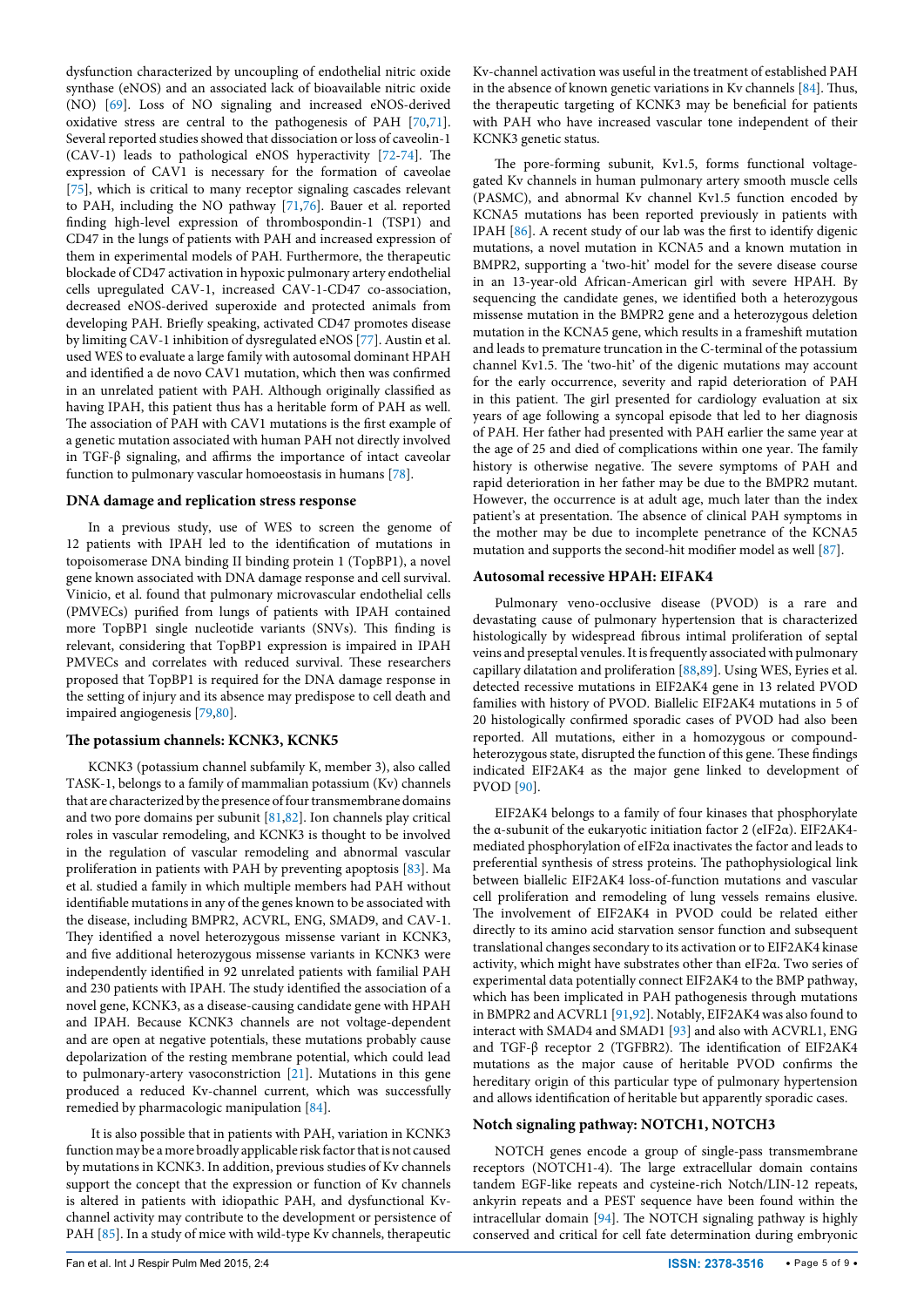dysfunction characterized by uncoupling of endothelial nitric oxide synthase (eNOS) and an associated lack of bioavailable nitric oxide (NO) [69]. Loss of NO signaling and increased eNOS-derived oxidative stress are central to the pathogenesis of PAH [70,71]. Several reported studies showed that dissociation or loss of caveolin-1 (CAV-1) leads to pathological eNOS hyperactivity [72-74]. The expression of CAV1 is necessary for the formation of caveolae [75], which is critical to many receptor signaling cascades relevant to PAH, including the NO pathway [71,76]. Bauer et al. reported finding high-level expression of thrombospondin-1 (TSP1) and CD47 in the lungs of patients with PAH and increased expression of them in experimental models of PAH. Furthermore, the therapeutic blockade of CD47 activation in hypoxic pulmonary artery endothelial cells upregulated CAV-1, increased CAV-1-CD47 co-association, decreased eNOS-derived superoxide and protected animals from developing PAH. Briefly speaking, activated CD47 promotes disease by limiting CAV-1 inhibition of dysregulated eNOS [77]. Austin et al. used WES to evaluate a large family with autosomal dominant HPAH and identified a de novo CAV1 mutation, which then was confirmed in an unrelated patient with PAH. Although originally classified as having IPAH, this patient thus has a heritable form of PAH as well. The association of PAH with CAV1 mutations is the first example of a genetic mutation associated with human PAH not directly involved in TGF-β signaling, and affirms the importance of intact caveolar function to pulmonary vascular homoeostasis in humans [78].

### DNA damage and replication stress response

In a previous study, use of WES to screen the genome of 12 patients with IPAH led to the identification of mutations in topoisomerase DNA binding II binding protein 1 (TopBP1), a novel gene known associated with DNA damage response and cell survival. Vinicio, et al. found that pulmonary microvascular endothelial cells (PMVECs) purified from lungs of patients with IPAH contained more TopBP1 single nucleotide variants (SNVs). This finding is relevant, considering that TopBP1 expression is impaired in IPAH PMVECs and correlates with reduced survival. These researchers proposed that TopBP1 is required for the DNA damage response in the setting of injury and its absence may predispose to cell death and impaired angiogenesis [79,80].

### The potassium channels: KCNK3, KCNK5

KCNK3 (potassium channel subfamily K, member 3), also called TASK-1, belongs to a family of mammalian potassium (Kv) channels that are characterized by the presence of four transmembrane domains and two pore domains per subunit [81,82]. Ion channels play critical roles in vascular remodeling, and KCNK3 is thought to be involved in the regulation of vascular remodeling and abnormal vascular proliferation in patients with PAH by preventing apoptosis [83]. Ma et al. studied a family in which multiple members had PAH without identifiable mutations in any of the genes known to be associated with the disease, including BMPR2, ACVRL, ENG, SMAD9, and CAV-1. They identified a novel heterozygous missense variant in KCNK3, and five additional heterozygous missense variants in KCNK3 were independently identified in 92 unrelated patients with familial PAH and 230 patients with IPAH. The study identified the association of a novel gene, KCNK3, as a disease-causing candidate gene with HPAH and IPAH. Because KCNK3 channels are not voltage-dependent and are open at negative potentials, these mutations probably cause depolarization of the resting membrane potential, which could lead to pulmonary-artery vasoconstriction [21]. Mutations in this gene produced a reduced Kv-channel current, which was successfully remedied by pharmacologic manipulation [84].

It is also possible that in patients with PAH, variation in KCNK3 function may be a more broadly applicable risk factor that is not caused by mutations in KCNK3. In addition, previous studies of Kv channels support the concept that the expression or function of Kv channels is altered in patients with idiopathic PAH, and dysfunctional Kv-channel activity may contribute to the development or persistence of PAH [85]. In a study of mice with wild-type Kv channels, therapeutic Kv-channel activation was useful in the treatment of established PAH in the absence of known genetic variations in Kv channels [84]. Thus, the therapeutic targeting of KCNK3 may be beneficial for patients with PAH who have increased vascular tone independent of their KCNK3 genetic status.

The pore-forming subunit, Kv1.5, forms functional voltage-gated Kv channels in human pulmonary artery smooth muscle cells (PASMC), and abnormal Kv channel Kv1.5 function encoded by KCNA5 mutations has been reported previously in patients with IPAH [86]. A recent study of our lab was the first to identify digenic mutations, a novel mutation in KCNA5 and a known mutation in BMPR2, supporting a 'two-hit' model for the severe disease course in an 13-year-old African-American girl with severe HPAH. By sequencing the candidate genes, we identified both a heterozygous missense mutation in the BMPR2 gene and a heterozygous deletion mutation in the KCNA5 gene, which results in a frameshift mutation and leads to premature truncation in the C-terminal of the potassium channel Kv1.5. The 'two-hit' of the digenic mutations may account for the early occurrence, severity and rapid deterioration of PAH in this patient. The girl presented for cardiology evaluation at six years of age following a syncopal episode that led to her diagnosis of PAH. Her father had presented with PAH earlier the same year at the age of 25 and died of complications within one year. The family history is otherwise negative. The severe symptoms of PAH and rapid deterioration in her father may be due to the BMPR2 mutant. However, the occurrence is at adult age, much later than the index patient's at presentation. The absence of clinical PAH symptoms in the mother may be due to incomplete penetrance of the KCNA5 mutation and supports the second-hit modifier model as well [87].

### Autosomal recessive HPAH: EIFAK4

Pulmonary veno-occlusive disease (PVOD) is a rare and devastating cause of pulmonary hypertension that is characterized histologically by widespread fibrous intimal proliferation of septal veins and preseptal venules. It is frequently associated with pulmonary capillary dilatation and proliferation [88,89]. Using WES, Eyries et al. detected recessive mutations in EIF2AK4 gene in 13 related PVOD families with history of PVOD. Biallelic EIF2AK4 mutations in 5 of 20 histologically confirmed sporadic cases of PVOD had also been reported. All mutations, either in a homozygous or compound-heterozygous state, disrupted the function of this gene. These findings indicated EIF2AK4 as the major gene linked to development of PVOD [90].

EIF2AK4 belongs to a family of four kinases that phosphorylate the α-subunit of the eukaryotic initiation factor 2 (eIF2α). EIF2AK4-mediated phosphorylation of eIF2α inactivates the factor and leads to preferential synthesis of stress proteins. The pathophysiological link between biallelic EIF2AK4 loss-of-function mutations and vascular cell proliferation and remodeling of lung vessels remains elusive. The involvement of EIF2AK4 in PVOD could be related either directly to its amino acid starvation sensor function and subsequent translational changes secondary to its activation or to EIF2AK4 kinase activity, which might have substrates other than eIF2α. Two series of experimental data potentially connect EIF2AK4 to the BMP pathway, which has been implicated in PAH pathogenesis through mutations in BMPR2 and ACVRL1 [91,92]. Notably, EIF2AK4 was also found to interact with SMAD4 and SMAD1 [93] and also with ACVRL1, ENG and TGF-β receptor 2 (TGFBR2). The identification of EIF2AK4 mutations as the major cause of heritable PVOD confirms the hereditary origin of this particular type of pulmonary hypertension and allows identification of heritable but apparently sporadic cases.

### Notch signaling pathway: NOTCH1, NOTCH3

NOTCH genes encode a group of single-pass transmembrane receptors (NOTCH1-4). The large extracellular domain contains tandem EGF-like repeats and cysteine-rich Notch/LIN-12 repeats, ankyrin repeats and a PEST sequence have been found within the intracellular domain [94]. The NOTCH signaling pathway is highly conserved and critical for cell fate determination during embryonic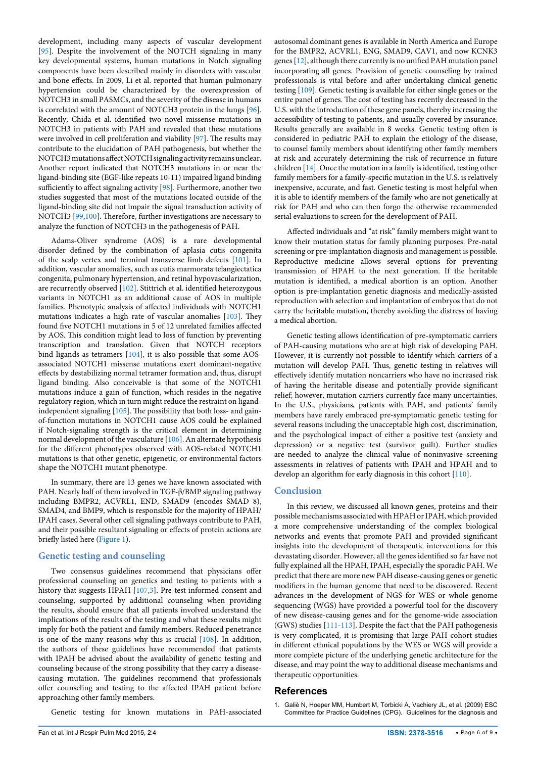development, including many aspects of vascular development [95]. Despite the involvement of the NOTCH signaling in many key developmental systems, human mutations in Notch signaling components have been described mainly in disorders with vascular and bone effects. In 2009, Li et al. reported that human pulmonary hypertension could be characterized by the overexpression of NOTCH3 in small PASMCs, and the severity of the disease in humans is correlated with the amount of NOTCH3 protein in the lungs [96]. Recently, Chida et al. identified two novel missense mutations in NOTCH3 in patients with PAH and revealed that these mutations were involved in cell proliferation and viability [97]. The results may contribute to the elucidation of PAH pathogenesis, but whether the NOTCH3 mutations affect NOTCH signaling activity remains unclear. Another report indicated that NOTCH3 mutations in or near the ligand-binding site (EGF-like repeats 10-11) impaired ligand binding sufficiently to affect signaling activity [98]. Furthermore, another two studies suggested that most of the mutations located outside of the ligand-binding site did not impair the signal transduction activity of NOTCH3 [99,100]. Therefore, further investigations are necessary to analyze the function of NOTCH3 in the pathogenesis of PAH.

Adams-Oliver syndrome (AOS) is a rare developmental disorder defined by the combination of aplasia cutis congenita of the scalp vertex and terminal transverse limb defects [101]. In addition, vascular anomalies, such as cutis marmorata telangiectatica congenita, pulmonary hypertension, and retinal hypovascularization, are recurrently observed [102]. Stittrich et al. identified heterozygous variants in NOTCH1 as an additional cause of AOS in multiple families. Phenotypic analysis of affected individuals with NOTCH1 mutations indicates a high rate of vascular anomalies [103]. They found five NOTCH1 mutations in 5 of 12 unrelated families affected by AOS. This condition might lead to loss of function by preventing transcription and translation. Given that NOTCH receptors bind ligands as tetramers [104], it is also possible that some AOS-associated NOTCH1 missense mutations exert dominant-negative effects by destabilizing normal tetramer formation and, thus, disrupt ligand binding. Also conceivable is that some of the NOTCH1 mutations induce a gain of function, which resides in the negative regulatory region, which in turn might reduce the restraint on ligand-independent signaling [105]. The possibility that both loss- and gain-of-function mutations in NOTCH1 cause AOS could be explained if Notch-signaling strength is the critical element in determining normal development of the vasculature [106]. An alternate hypothesis for the different phenotypes observed with AOS-related NOTCH1 mutations is that other genetic, epigenetic, or environmental factors shape the NOTCH1 mutant phenotype.

In summary, there are 13 genes we have known associated with PAH. Nearly half of them involved in TGF-β/BMP signaling pathway including BMPR2, ACVRL1, END, SMAD9 (encodes SMAD 8), SMAD4, and BMP9, which is responsible for the majority of HPAH/IPAH cases. Several other cell signaling pathways contribute to PAH, and their possible resultant signaling or effects of protein actions are briefly listed here (Figure 1).

## Genetic testing and counseling

Two consensus guidelines recommend that physicians offer professional counseling on genetics and testing to patients with a history that suggests HPAH [107,3]. Pre-test informed consent and counseling, supported by additional counseling when providing the results, should ensure that all patients involved understand the implications of the results of the testing and what these results might imply for both the patient and family members. Reduced penetrance is one of the many reasons why this is crucial [108]. In addition, the authors of these guidelines have recommended that patients with IPAH be advised about the availability of genetic testing and counseling because of the strong possibility that they carry a disease-causing mutation. The guidelines recommend that professionals offer counseling and testing to the affected IPAH patient before approaching other family members.

Genetic testing for known mutations in PAH-associated autosomal dominant genes is available in North America and Europe for the BMPR2, ACVRL1, ENG, SMAD9, CAV1, and now KCNK3 genes [12], although there currently is no unified PAH mutation panel incorporating all genes. Provision of genetic counseling by trained professionals is vital before and after undertaking clinical genetic testing [109]. Genetic testing is available for either single genes or the entire panel of genes. The cost of testing has recently decreased in the U.S. with the introduction of these gene panels, thereby increasing the accessibility of testing to patients, and usually covered by insurance. Results generally are available in 8 weeks. Genetic testing often is considered in pediatric PAH to explain the etiology of the disease, to counsel family members about identifying other family members at risk and accurately determining the risk of recurrence in future children [14]. Once the mutation in a family is identified, testing other family members for a family-specific mutation in the U.S. is relatively inexpensive, accurate, and fast. Genetic testing is most helpful when it is able to identify members of the family who are not genetically at risk for PAH and who can then forgo the otherwise recommended serial evaluations to screen for the development of PAH.

Affected individuals and "at risk" family members might want to know their mutation status for family planning purposes. Pre-natal screening or pre-implantation diagnosis and management is possible. Reproductive medicine allows several options for preventing transmission of HPAH to the next generation. If the heritable mutation is identified, a medical abortion is an option. Another option is pre-implantation genetic diagnosis and medically-assisted reproduction with selection and implantation of embryos that do not carry the heritable mutation, thereby avoiding the distress of having a medical abortion.

Genetic testing allows identification of pre-symptomatic carriers of PAH-causing mutations who are at high risk of developing PAH. However, it is currently not possible to identify which carriers of a mutation will develop PAH. Thus, genetic testing in relatives will effectively identify mutation noncarriers who have no increased risk of having the heritable disease and potentially provide significant relief; however, mutation carriers currently face many uncertainties. In the U.S., physicians, patients with PAH, and patients' family members have rarely embraced pre-symptomatic genetic testing for several reasons including the unacceptable high cost, discrimination, and the psychological impact of either a positive test (anxiety and depression) or a negative test (survivor guilt). Further studies are needed to analyze the clinical value of noninvasive screening assessments in relatives of patients with IPAH and HPAH and to develop an algorithm for early diagnosis in this cohort [110].

## Conclusion

In this review, we discussed all known genes, proteins and their possible mechanisms associated with HPAH or IPAH, which provided a more comprehensive understanding of the complex biological networks and events that promote PAH and provided significant insights into the development of therapeutic interventions for this devastating disorder. However, all the genes identified so far have not fully explained all the HPAH, IPAH, especially the sporadic PAH. We predict that there are more new PAH disease-causing genes or genetic modifiers in the human genome that need to be discovered. Recent advances in the development of NGS for WES or whole genome sequencing (WGS) have provided a powerful tool for the discovery of new disease-causing genes and for the genome-wide association (GWS) studies [111-113]. Despite the fact that the PAH pathogenesis is very complicated, it is promising that large PAH cohort studies in different ethnical populations by the WES or WGS will provide a more complete picture of the underlying genetic architecture for the disease, and may point the way to additional disease mechanisms and therapeutic opportunities.

## References

1. Galiè N, Hoeper MM, Humbert M, Torbicki A, Vachiery JL, et al. (2009) ESC Committee for Practice Guidelines (CPG). Guidelines for the diagnosis and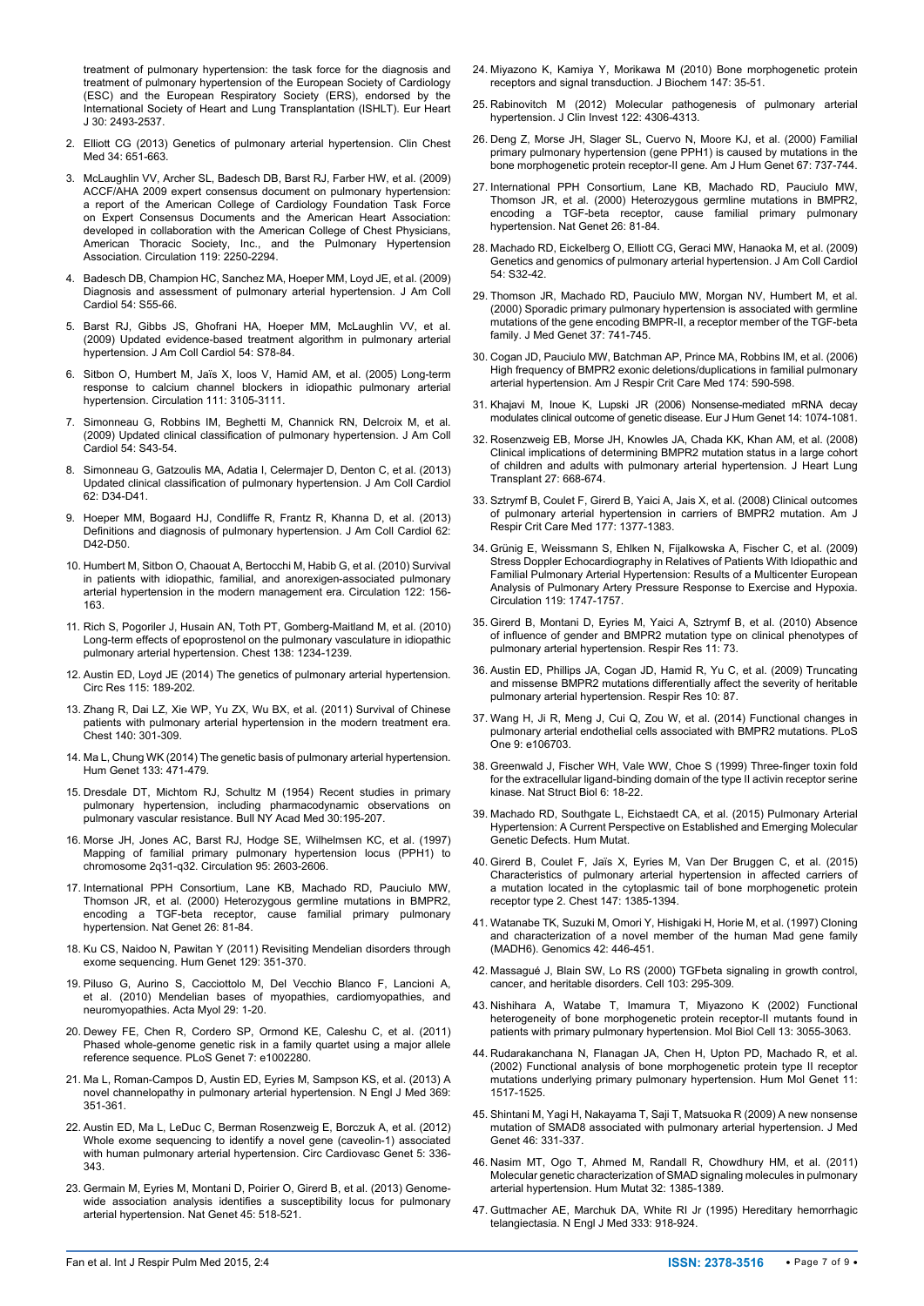treatment of pulmonary hypertension: the task force for the diagnosis and treatment of pulmonary hypertension of the European Society of Cardiology (ESC) and the European Respiratory Society (ERS), endorsed by the International Society of Heart and Lung Transplantation (ISHLT). Eur Heart J 30: 2493-2537.

2. Elliott CG (2013) Genetics of pulmonary arterial hypertension. Clin Chest Med 34: 651-663.
3. McLaughlin VV, Archer SL, Badesch DB, Barst RJ, Farber HW, et al. (2009) ACCF/AHA 2009 expert consensus document on pulmonary hypertension: a report of the American College of Cardiology Foundation Task Force on Expert Consensus Documents and the American Heart Association: developed in collaboration with the American College of Chest Physicians, American Thoracic Society, Inc., and the Pulmonary Hypertension Association. Circulation 119: 2250-2294.
4. Badesch DB, Champion HC, Sanchez MA, Hoeper MM, Loyd JE, et al. (2009) Diagnosis and assessment of pulmonary arterial hypertension. J Am Coll Cardiol 54: S55-66.
5. Barst RJ, Gibbs JS, Ghofrani HA, Hoeper MM, McLaughlin VV, et al. (2009) Updated evidence-based treatment algorithm in pulmonary arterial hypertension. J Am Coll Cardiol 54: S78-84.
6. Sitbon O, Humbert M, Jaïs X, Ioos V, Hamid AM, et al. (2005) Long-term response to calcium channel blockers in idiopathic pulmonary arterial hypertension. Circulation 111: 3105-3111.
7. Simonneau G, Robbins IM, Beghetti M, Channick RN, Delcroix M, et al. (2009) Updated clinical classification of pulmonary hypertension. J Am Coll Cardiol 54: S43-54.
8. Simonneau G, Gatzoulis MA, Adatia I, Celermajer D, Denton C, et al. (2013) Updated clinical classification of pulmonary hypertension. J Am Coll Cardiol 62: D34-D41.
9. Hoeper MM, Bogaard HJ, Condliffe R, Frantz R, Khanna D, et al. (2013) Definitions and diagnosis of pulmonary hypertension. J Am Coll Cardiol 62: D42-D50.
10. Humbert M, Sitbon O, Chaouat A, Bertocchi M, Habib G, et al. (2010) Survival in patients with idiopathic, familial, and anorexigen-associated pulmonary arterial hypertension in the modern management era. Circulation 122: 156-163.
11. Rich S, Pogoriler J, Husain AN, Toth PT, Gomberg-Maitland M, et al. (2010) Long-term effects of epoprostenol on the pulmonary vasculature in idiopathic pulmonary arterial hypertension. Chest 138: 1234-1239.
12. Austin ED, Loyd JE (2014) The genetics of pulmonary arterial hypertension. Circ Res 115: 189-202.
13. Zhang R, Dai LZ, Xie WP, Yu ZX, Wu BX, et al. (2011) Survival of Chinese patients with pulmonary arterial hypertension in the modern treatment era. Chest 140: 301-309.
14. Ma L, Chung WK (2014) The genetic basis of pulmonary arterial hypertension. Hum Genet 133: 471-479.
15. Dresdale DT, Michtom RJ, Schultz M (1954) Recent studies in primary pulmonary hypertension, including pharmacodynamic observations on pulmonary vascular resistance. Bull NY Acad Med 30:195-207.
16. Morse JH, Jones AC, Barst RJ, Hodge SE, Wilhelmsen KC, et al. (1997) Mapping of familial primary pulmonary hypertension locus (PPH1) to chromosome 2q31-q32. Circulation 95: 2603-2606.
17. International PPH Consortium, Lane KB, Machado RD, Pauciulo MW, Thomson JR, et al. (2000) Heterozygous germline mutations in BMPR2, encoding a TGF-beta receptor, cause familial primary pulmonary hypertension. Nat Genet 26: 81-84.
18. Ku CS, Naidoo N, Pawitan Y (2011) Revisiting Mendelian disorders through exome sequencing. Hum Genet 129: 351-370.
19. Piluso G, Aurino S, Cacciottolo M, Del Vecchio Blanco F, Lancioni A, et al. (2010) Mendelian bases of myopathies, cardiomyopathies, and neuromyopathies. Acta Myol 29: 1-20.
20. Dewey FE, Chen R, Cordero SP, Ormond KE, Caleshu C, et al. (2011) Phased whole-genome genetic risk in a family quartet using a major allele reference sequence. PLoS Genet 7: e1002280.
21. Ma L, Roman-Campos D, Austin ED, Eyries M, Sampson KS, et al. (2013) A novel channelopathy in pulmonary arterial hypertension. N Engl J Med 369: 351-361.
22. Austin ED, Ma L, LeDuc C, Berman Rosenzweig E, Borczuk A, et al. (2012) Whole exome sequencing to identify a novel gene (caveolin-1) associated with human pulmonary arterial hypertension. Circ Cardiovasc Genet 5: 336-343.
23. Germain M, Eyries M, Montani D, Poirier O, Girerd B, et al. (2013) Genome-wide association analysis identifies a susceptibility locus for pulmonary arterial hypertension. Nat Genet 45: 518-521.
24. Miyazono K, Kamiya Y, Morikawa M (2010) Bone morphogenetic protein receptors and signal transduction. J Biochem 147: 35-51.
25. Rabinovitch M (2012) Molecular pathogenesis of pulmonary arterial hypertension. J Clin Invest 122: 4306-4313.
26. Deng Z, Morse JH, Slager SL, Cuervo N, Moore KJ, et al. (2000) Familial primary pulmonary hypertension (gene PPH1) is caused by mutations in the bone morphogenetic protein receptor-II gene. Am J Hum Genet 67: 737-744.
27. International PPH Consortium, Lane KB, Machado RD, Pauciulo MW, Thomson JR, et al. (2000) Heterozygous germline mutations in BMPR2, encoding a TGF-beta receptor, cause familial primary pulmonary hypertension. Nat Genet 26: 81-84.
28. Machado RD, Eickelberg O, Elliott CG, Geraci MW, Hanaoka M, et al. (2009) Genetics and genomics of pulmonary arterial hypertension. J Am Coll Cardiol 54: S32-42.
29. Thomson JR, Machado RD, Pauciulo MW, Morgan NV, Humbert M, et al. (2000) Sporadic primary pulmonary hypertension is associated with germline mutations of the gene encoding BMPR-II, a receptor member of the TGF-beta family. J Med Genet 37: 741-745.
30. Cogan JD, Pauciulo MW, Batchman AP, Prince MA, Robbins IM, et al. (2006) High frequency of BMPR2 exonic deletions/duplications in familial pulmonary arterial hypertension. Am J Respir Crit Care Med 174: 590-598.
31. Khajavi M, Inoue K, Lupski JR (2006) Nonsense-mediated mRNA decay modulates clinical outcome of genetic disease. Eur J Hum Genet 14: 1074-1081.
32. Rosenzweig EB, Morse JH, Knowles JA, Chada KK, Khan AM, et al. (2008) Clinical implications of determining BMPR2 mutation status in a large cohort of children and adults with pulmonary arterial hypertension. J Heart Lung Transplant 27: 668-674.
33. Sztrymf B, Coulet F, Girerd B, Yaici A, Jais X, et al. (2008) Clinical outcomes of pulmonary arterial hypertension in carriers of BMPR2 mutation. Am J Respir Crit Care Med 177: 1377-1383.
34. Grünig E, Weissmann S, Ehlken N, Fijalkowska A, Fischer C, et al. (2009) Stress Doppler Echocardiography in Relatives of Patients With Idiopathic and Familial Pulmonary Arterial Hypertension: Results of a Multicenter European Analysis of Pulmonary Artery Pressure Response to Exercise and Hypoxia. Circulation 119: 1747-1757.
35. Girerd B, Montani D, Eyries M, Yaici A, Sztrymf B, et al. (2010) Absence of influence of gender and BMPR2 mutation type on clinical phenotypes of pulmonary arterial hypertension. Respir Res 11: 73.
36. Austin ED, Phillips JA, Cogan JD, Hamid R, Yu C, et al. (2009) Truncating and missense BMPR2 mutations differentially affect the severity of heritable pulmonary arterial hypertension. Respir Res 10: 87.
37. Wang H, Ji R, Meng J, Cui Q, Zou W, et al. (2014) Functional changes in pulmonary arterial endothelial cells associated with BMPR2 mutations. PLoS One 9: e106703.
38. Greenwald J, Fischer WH, Vale WW, Choe S (1999) Three-finger toxin fold for the extracellular ligand-binding domain of the type II activin receptor serine kinase. Nat Struct Biol 6: 18-22.
39. Machado RD, Southgate L, Eichstaedt CA, et al. (2015) Pulmonary Arterial Hypertension: A Current Perspective on Established and Emerging Molecular Genetic Defects. Hum Mutat.
40. Girerd B, Coulet F, Jaïs X, Eyries M, Van Der Bruggen C, et al. (2015) Characteristics of pulmonary arterial hypertension in affected carriers of a mutation located in the cytoplasmic tail of bone morphogenetic protein receptor type 2. Chest 147: 1385-1394.
41. Watanabe TK, Suzuki M, Omori Y, Hishigaki H, Horie M, et al. (1997) Cloning and characterization of a novel member of the human Mad gene family (MADH6). Genomics 42: 446-451.
42. Massagué J, Blain SW, Lo RS (2000) TGFbeta signaling in growth control, cancer, and heritable disorders. Cell 103: 295-309.
43. Nishihara A, Watabe T, Imamura T, Miyazono K (2002) Functional heterogeneity of bone morphogenetic protein receptor-II mutants found in patients with primary pulmonary hypertension. Mol Biol Cell 13: 3055-3063.
44. Rudarakanchana N, Flanagan JA, Chen H, Upton PD, Machado R, et al. (2002) Functional analysis of bone morphogenetic protein type II receptor mutations underlying primary pulmonary hypertension. Hum Mol Genet 11: 1517-1525.
45. Shintani M, Yagi H, Nakayama T, Saji T, Matsuoka R (2009) A new nonsense mutation of SMAD8 associated with pulmonary arterial hypertension. J Med Genet 46: 331-337.
46. Nasim MT, Ogo T, Ahmed M, Randall R, Chowdhury HM, et al. (2011) Molecular genetic characterization of SMAD signaling molecules in pulmonary arterial hypertension. Hum Mutat 32: 1385-1389.
47. Guttmacher AE, Marchuk DA, White RI Jr (1995) Hereditary hemorrhagic telangiectasia. N Engl J Med 333: 918-924.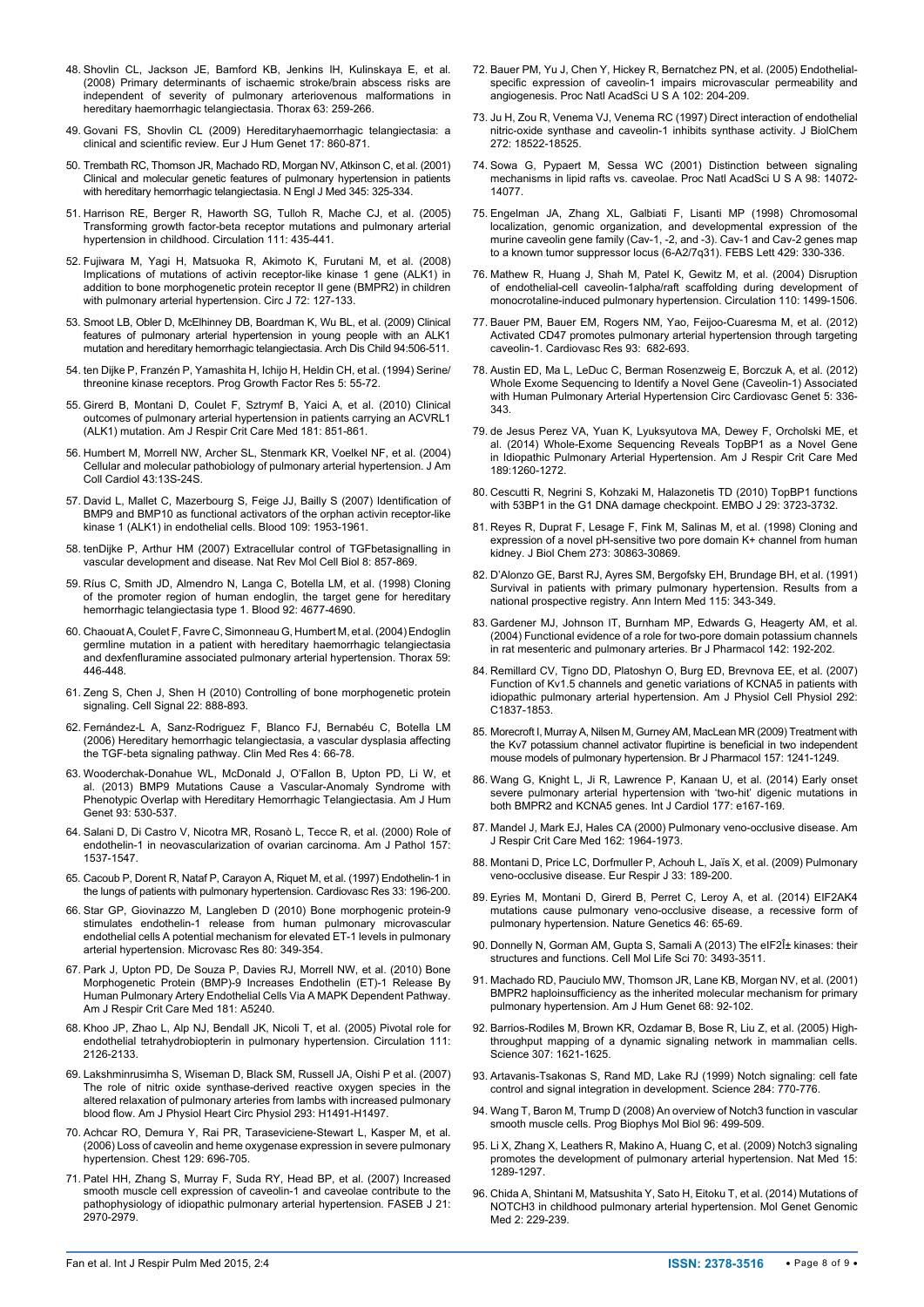48. Shovlin CL, Jackson JE, Bamford KB, Jenkins IH, Kulinskaya E, et al. (2008) Primary determinants of ischaemic stroke/brain abscess risks are independent of severity of pulmonary arteriovenous malformations in hereditary haemorrhagic telangiectasia. Thorax 63: 259-266.

49. Govani FS, Shovlin CL (2009) Hereditaryhaemorrhagic telangiectasia: a clinical and scientific review. Eur J Hum Genet 17: 860-871.

50. Trembath RC, Thomson JR, Machado RD, Morgan NV, Atkinson C, et al. (2001) Clinical and molecular genetic features of pulmonary hypertension in patients with hereditary hemorrhagic telangiectasia. N Engl J Med 345: 325-334.

51. Harrison RE, Berger R, Haworth SG, Tulloh R, Mache CJ, et al. (2005) Transforming growth factor-beta receptor mutations and pulmonary arterial hypertension in childhood. Circulation 111: 435-441.

52. Fujiwara M, Yagi H, Matsuoka R, Akimoto K, Furutani M, et al. (2008) Implications of mutations of activin receptor-like kinase 1 gene (ALK1) in addition to bone morphogenetic protein receptor II gene (BMPR2) in children with pulmonary arterial hypertension. Circ J 72: 127-133.

53. Smoot LB, Obler D, McElhinney DB, Boardman K, Wu BL, et al. (2009) Clinical features of pulmonary arterial hypertension in young people with an ALK1 mutation and hereditary hemorrhagic telangiectasia. Arch Dis Child 94:506-511.

54. ten Dijke P, Franzén P, Yamashita H, Ichijo H, Heldin CH, et al. (1994) Serine/threonine kinase receptors. Prog Growth Factor Res 5: 55-72.

55. Girerd B, Montani D, Coulet F, Sztrymf B, Yaici A, et al. (2010) Clinical outcomes of pulmonary arterial hypertension in patients carrying an ACVRL1 (ALK1) mutation. Am J Respir Crit Care Med 181: 851-861.

56. Humbert M, Morrell NW, Archer SL, Stenmark KR, Voelkel NF, et al. (2004) Cellular and molecular pathobiology of pulmonary arterial hypertension. J Am Coll Cardiol 43:13S-24S.

57. David L, Mallet C, Mazerbourg S, Feige JJ, Bailly S (2007) Identification of BMP9 and BMP10 as functional activators of the orphan activin receptor-like kinase 1 (ALK1) in endothelial cells. Blood 109: 1953-1961.

58. tenDijke P, Arthur HM (2007) Extracellular control of TGFbetasignalling in vascular development and disease. Nat Rev Mol Cell Biol 8: 857-869.

59. Ríus C, Smith JD, Almendro N, Langa C, Botella LM, et al. (1998) Cloning of the promoter region of human endoglin, the target gene for hereditary hemorrhagic telangiectasia type 1. Blood 92: 4677-4690.

60. Chaouat A, Coulet F, Favre C, Simonneau G, Humbert M, et al. (2004) Endoglin germline mutation in a patient with hereditary haemorrhagic telangiectasia and dexfenfluramine associated pulmonary arterial hypertension. Thorax 59: 446-448.

61. Zeng S, Chen J, Shen H (2010) Controlling of bone morphogenetic protein signaling. Cell Signal 22: 888-893.

62. Fernández-L A, Sanz-Rodriguez F, Blanco FJ, Bernabéu C, Botella LM (2006) Hereditary hemorrhagic telangiectasia, a vascular dysplasia affecting the TGF-beta signaling pathway. Clin Med Res 4: 66-78.

63. Wooderchak-Donahue WL, McDonald J, O'Fallon B, Upton PD, Li W, et al. (2013) BMP9 Mutations Cause a Vascular-Anomaly Syndrome with Phenotypic Overlap with Hereditary Hemorrhagic Telangiectasia. Am J Hum Genet 93: 530-537.

64. Salani D, Di Castro V, Nicotra MR, Rosanò L, Tecce R, et al. (2000) Role of endothelin-1 in neovascularization of ovarian carcinoma. Am J Pathol 157: 1537-1547.

65. Cacoub P, Dorent R, Nataf P, Carayon A, Riquet M, et al. (1997) Endothelin-1 in the lungs of patients with pulmonary hypertension. Cardiovasc Res 33: 196-200.

66. Star GP, Giovinazzo M, Langleben D (2010) Bone morphogenic protein-9 stimulates endothelin-1 release from human pulmonary microvascular endothelial cells A potential mechanism for elevated ET-1 levels in pulmonary arterial hypertension. Microvasc Res 80: 349-354.

67. Park J, Upton PD, De Souza P, Davies RJ, Morrell NW, et al. (2010) Bone Morphogenetic Protein (BMP)-9 Increases Endothelin (ET)-1 Release By Human Pulmonary Artery Endothelial Cells Via A MAPK Dependent Pathway. Am J Respir Crit Care Med 181: A5240.

68. Khoo JP, Zhao L, Alp NJ, Bendall JK, Nicoli T, et al. (2005) Pivotal role for endothelial tetrahydrobiopterin in pulmonary hypertension. Circulation 111: 2126-2133.

69. Lakshminrusimha S, Wiseman D, Black SM, Russell JA, Oishi P et al. (2007) The role of nitric oxide synthase-derived reactive oxygen species in the altered relaxation of pulmonary arteries from lambs with increased pulmonary blood flow. Am J Physiol Heart Circ Physiol 293: H1491-H1497.

70. Achcar RO, Demura Y, Rai PR, Taraseviciene-Stewart L, Kasper M, et al. (2006) Loss of caveolin and heme oxygenase expression in severe pulmonary hypertension. Chest 129: 696-705.

71. Patel HH, Zhang S, Murray F, Suda RY, Head BP, et al. (2007) Increased smooth muscle cell expression of caveolin-1 and caveolae contribute to the pathophysiology of idiopathic pulmonary arterial hypertension. FASEB J 21: 2970-2979.

72. Bauer PM, Yu J, Chen Y, Hickey R, Bernatchez PN, et al. (2005) Endothelial-specific expression of caveolin-1 impairs microvascular permeability and angiogenesis. Proc Natl AcadSci U S A 102: 204-209.

73. Ju H, Zou R, Venema VJ, Venema RC (1997) Direct interaction of endothelial nitric-oxide synthase and caveolin-1 inhibits synthase activity. J BiolChem 272: 18522-18525.

74. Sowa G, Pypaert M, Sessa WC (2001) Distinction between signaling mechanisms in lipid rafts vs. caveolae. Proc Natl AcadSci U S A 98: 14072-14077.

75. Engelman JA, Zhang XL, Galbiati F, Lisanti MP (1998) Chromosomal localization, genomic organization, and developmental expression of the murine caveolin gene family (Cav-1, -2, and -3). Cav-1 and Cav-2 genes map to a known tumor suppressor locus (6-A2/7q31). FEBS Lett 429: 330-336.

76. Mathew R, Huang J, Shah M, Patel K, Gewitz M, et al. (2004) Disruption of endothelial-cell caveolin-1alpha/raft scaffolding during development of monocrotaline-induced pulmonary hypertension. Circulation 110: 1499-1506.

77. Bauer PM, Bauer EM, Rogers NM, Yao, Feijoo-Cuaresma M, et al. (2012) Activated CD47 promotes pulmonary arterial hypertension through targeting caveolin-1. Cardiovasc Res 93: 682-693.

78. Austin ED, Ma L, LeDuc C, Berman Rosenzweig E, Borczuk A, et al. (2012) Whole Exome Sequencing to Identify a Novel Gene (Caveolin-1) Associated with Human Pulmonary Arterial Hypertension Circ Cardiovasc Genet 5: 336-343.

79. de Jesus Perez VA, Yuan K, Lyuksyutova MA, Dewey F, Orcholski ME, et al. (2014) Whole-Exome Sequencing Reveals TopBP1 as a Novel Gene in Idiopathic Pulmonary Arterial Hypertension. Am J Respir Crit Care Med 189:1260-1272.

80. Cescutti R, Negrini S, Kohzaki M, Halazonetis TD (2010) TopBP1 functions with 53BP1 in the G1 DNA damage checkpoint. EMBO J 29: 3723-3732.

81. Reyes R, Duprat F, Lesage F, Fink M, Salinas M, et al. (1998) Cloning and expression of a novel pH-sensitive two pore domain K+ channel from human kidney. J Biol Chem 273: 30863-30869.

82. D'Alonzo GE, Barst RJ, Ayres SM, Bergofsky EH, Brundage BH, et al. (1991) Survival in patients with primary pulmonary hypertension. Results from a national prospective registry. Ann Intern Med 115: 343-349.

83. Gardener MJ, Johnson IT, Burnham MP, Edwards G, Heagerty AM, et al. (2004) Functional evidence of a role for two-pore domain potassium channels in rat mesenteric and pulmonary arteries. Br J Pharmacol 142: 192-202.

84. Remillard CV, Tigno DD, Platoshyn O, Burg ED, Brevnova EE, et al. (2007) Function of Kv1.5 channels and genetic variations of KCNA5 in patients with idiopathic pulmonary arterial hypertension. Am J Physiol Cell Physiol 292: C1837-1853.

85. Morecroft I, Murray A, Nilsen M, Gurney AM, MacLean MR (2009) Treatment with the Kv7 potassium channel activator flupirtine is beneficial in two independent mouse models of pulmonary hypertension. Br J Pharmacol 157: 1241-1249.

86. Wang G, Knight L, Ji R, Lawrence P, Kanaan U, et al. (2014) Early onset severe pulmonary arterial hypertension with 'two-hit' digenic mutations in both BMPR2 and KCNA5 genes. Int J Cardiol 177: e167-169.

87. Mandel J, Mark EJ, Hales CA (2000) Pulmonary veno-occlusive disease. Am J Respir Crit Care Med 162: 1964-1973.

88. Montani D, Price LC, Dorfmuller P, Achouh L, Jaïs X, et al. (2009) Pulmonary veno-occlusive disease. Eur Respir J 33: 189-200.

89. Eyries M, Montani D, Girerd B, Perret C, Leroy A, et al. (2014) EIF2AK4 mutations cause pulmonary veno-occlusive disease, a recessive form of pulmonary hypertension. Nature Genetics 46: 65-69.

90. Donnelly N, Gorman AM, Gupta S, Samali A (2013) The eIF2Î± kinases: their structures and functions. Cell Mol Life Sci 70: 3493-3511.

91. Machado RD, Pauciulo MW, Thomson JR, Lane KB, Morgan NV, et al. (2001) BMPR2 haploinsufficiency as the inherited molecular mechanism for primary pulmonary hypertension. Am J Hum Genet 68: 92-102.

92. Barrios-Rodiles M, Brown KR, Ozdamar B, Bose R, Liu Z, et al. (2005) High-throughput mapping of a dynamic signaling network in mammalian cells. Science 307: 1621-1625.

93. Artavanis-Tsakonas S, Rand MD, Lake RJ (1999) Notch signaling: cell fate control and signal integration in development. Science 284: 770-776.

94. Wang T, Baron M, Trump D (2008) An overview of Notch3 function in vascular smooth muscle cells. Prog Biophys Mol Biol 96: 499-509.

95. Li X, Zhang X, Leathers R, Makino A, Huang C, et al. (2009) Notch3 signaling promotes the development of pulmonary arterial hypertension. Nat Med 15: 1289-1297.

96. Chida A, Shintani M, Matsushita Y, Sato H, Eitoku T, et al. (2014) Mutations of NOTCH3 in childhood pulmonary arterial hypertension. Mol Genet Genomic Med 2: 229-239.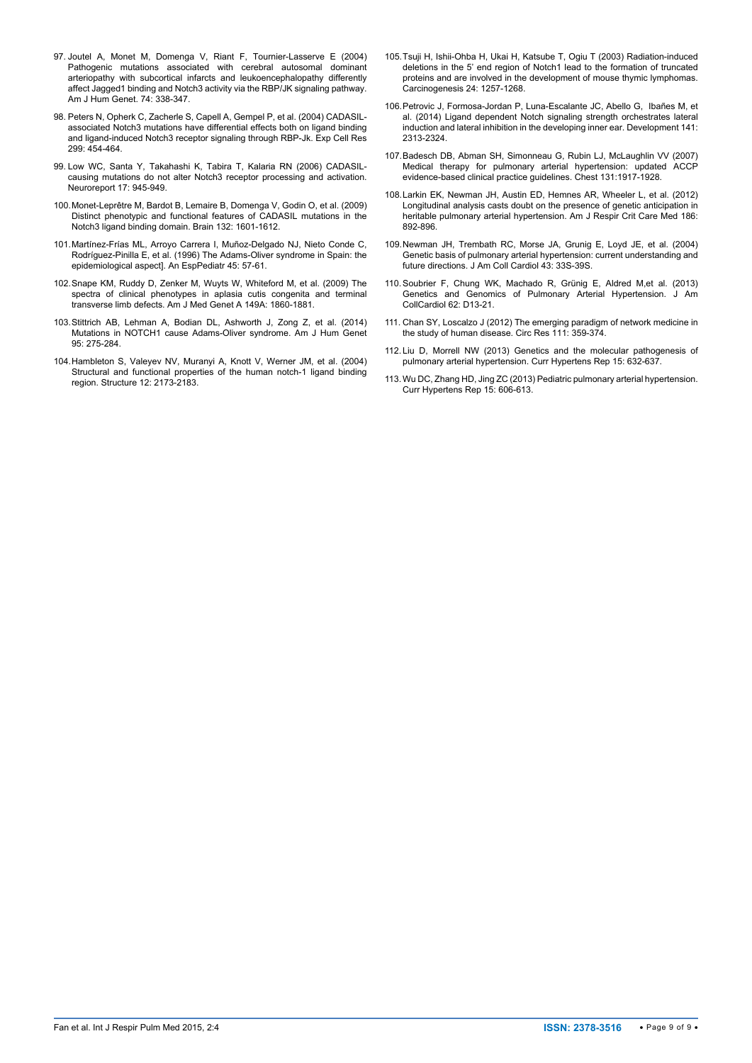97. Joutel A, Monet M, Domenga V, Riant F, Tournier-Lasserve E (2004) Pathogenic mutations associated with cerebral autosomal dominant arteriopathy with subcortical infarcts and leukoencephalopathy differently affect Jagged1 binding and Notch3 activity via the RBP/JK signaling pathway. Am J Hum Genet. 74: 338-347.

98. Peters N, Opherk C, Zacherle S, Capell A, Gempel P, et al. (2004) CADASIL-associated Notch3 mutations have differential effects both on ligand binding and ligand-induced Notch3 receptor signaling through RBP-Jk. Exp Cell Res 299: 454-464.

99. Low WC, Santa Y, Takahashi K, Tabira T, Kalaria RN (2006) CADASIL-causing mutations do not alter Notch3 receptor processing and activation. Neuroreport 17: 945-949.

100. Monet-Leprêtre M, Bardot B, Lemaire B, Domenga V, Godin O, et al. (2009) Distinct phenotypic and functional features of CADASIL mutations in the Notch3 ligand binding domain. Brain 132: 1601-1612.

101. Martínez-Frías ML, Arroyo Carrera I, Muñoz-Delgado NJ, Nieto Conde C, Rodríguez-Pinilla E, et al. (1996) The Adams-Oliver syndrome in Spain: the epidemiological aspect]. An EspPediatr 45: 57-61.

102. Snape KM, Ruddy D, Zenker M, Wuyts W, Whiteford M, et al. (2009) The spectra of clinical phenotypes in aplasia cutis congenita and terminal transverse limb defects. Am J Med Genet A 149A: 1860-1881.

103. Stittrich AB, Lehman A, Bodian DL, Ashworth J, Zong Z, et al. (2014) Mutations in NOTCH1 cause Adams-Oliver syndrome. Am J Hum Genet 95: 275-284.

104. Hambleton S, Valeyev NV, Muranyi A, Knott V, Werner JM, et al. (2004) Structural and functional properties of the human notch-1 ligand binding region. Structure 12: 2173-2183.

105. Tsuji H, Ishii-Ohba H, Ukai H, Katsube T, Ogiu T (2003) Radiation-induced deletions in the 5' end region of Notch1 lead to the formation of truncated proteins and are involved in the development of mouse thymic lymphomas. Carcinogenesis 24: 1257-1268.

106. Petrovic J, Formosa-Jordan P, Luna-Escalante JC, Abello G, Ibañes M, et al. (2014) Ligand dependent Notch signaling strength orchestrates lateral induction and lateral inhibition in the developing inner ear. Development 141: 2313-2324.

107. Badesch DB, Abman SH, Simonneau G, Rubin LJ, McLaughlin VV (2007) Medical therapy for pulmonary arterial hypertension: updated ACCP evidence-based clinical practice guidelines. Chest 131:1917-1928.

108. Larkin EK, Newman JH, Austin ED, Hemnes AR, Wheeler L, et al. (2012) Longitudinal analysis casts doubt on the presence of genetic anticipation in heritable pulmonary arterial hypertension. Am J Respir Crit Care Med 186: 892-896.

109. Newman JH, Trembath RC, Morse JA, Grunig E, Loyd JE, et al. (2004) Genetic basis of pulmonary arterial hypertension: current understanding and future directions. J Am Coll Cardiol 43: 33S-39S.

110. Soubrier F, Chung WK, Machado R, Grünig E, Aldred M,et al. (2013) Genetics and Genomics of Pulmonary Arterial Hypertension. J Am CollCardiol 62: D13-21.

111. Chan SY, Loscalzo J (2012) The emerging paradigm of network medicine in the study of human disease. Circ Res 111: 359-374.

112. Liu D, Morrell NW (2013) Genetics and the molecular pathogenesis of pulmonary arterial hypertension. Curr Hypertens Rep 15: 632-637.

113. Wu DC, Zhang HD, Jing ZC (2013) Pediatric pulmonary arterial hypertension. Curr Hypertens Rep 15: 606-613.